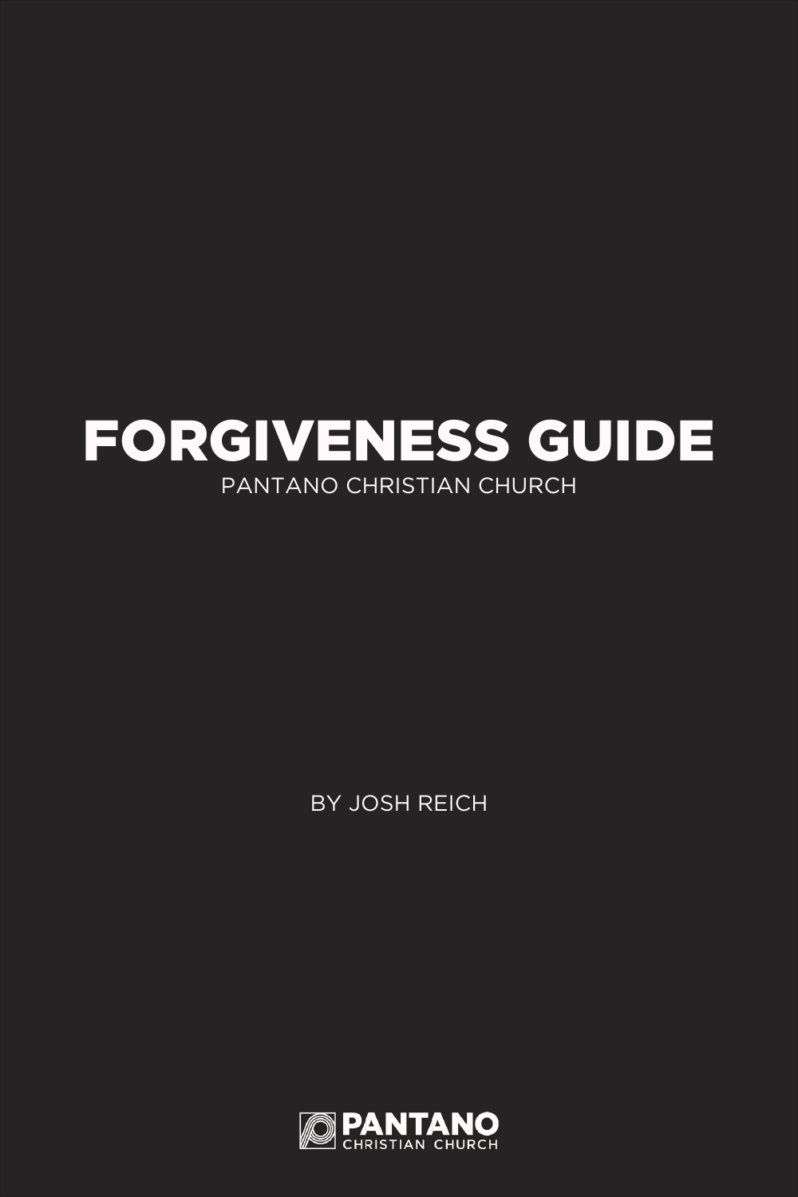# FORGIVENESS GUIDE

PANTANO CHRISTIAN CHURCH

BY JOSH REICH

PANTANO
CHRISTIAN CHURCH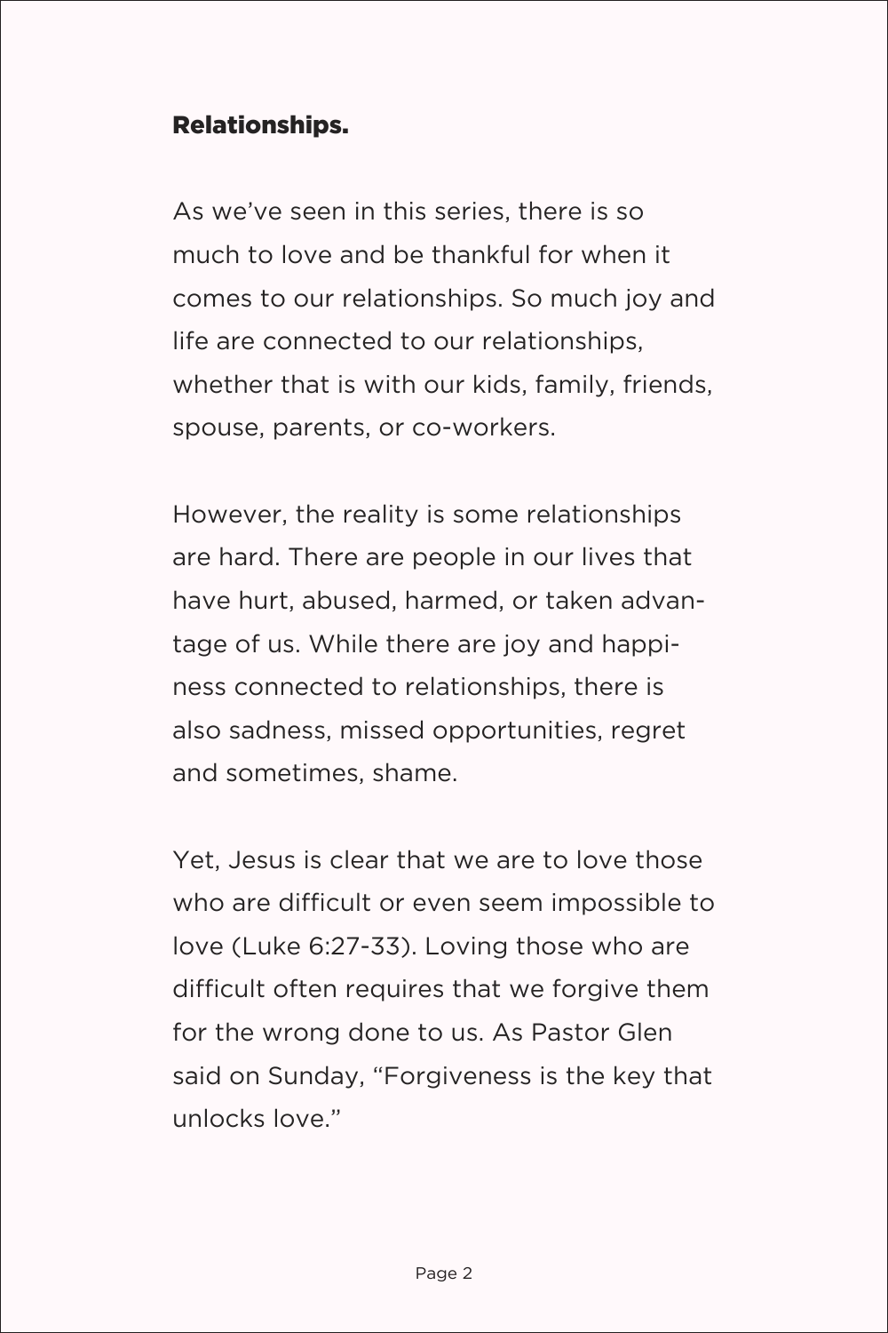**Relationships.**

As we've seen in this series, there is so much to love and be thankful for when it comes to our relationships. So much joy and life are connected to our relationships, whether that is with our kids, family, friends, spouse, parents, or co-workers.

However, the reality is some relationships are hard. There are people in our lives that have hurt, abused, harmed, or taken advantage of us. While there are joy and happiness connected to relationships, there is also sadness, missed opportunities, regret and sometimes, shame.

Yet, Jesus is clear that we are to love those who are difficult or even seem impossible to love (Luke 6:27-33). Loving those who are difficult often requires that we forgive them for the wrong done to us. As Pastor Glen said on Sunday, "Forgiveness is the key that unlocks love."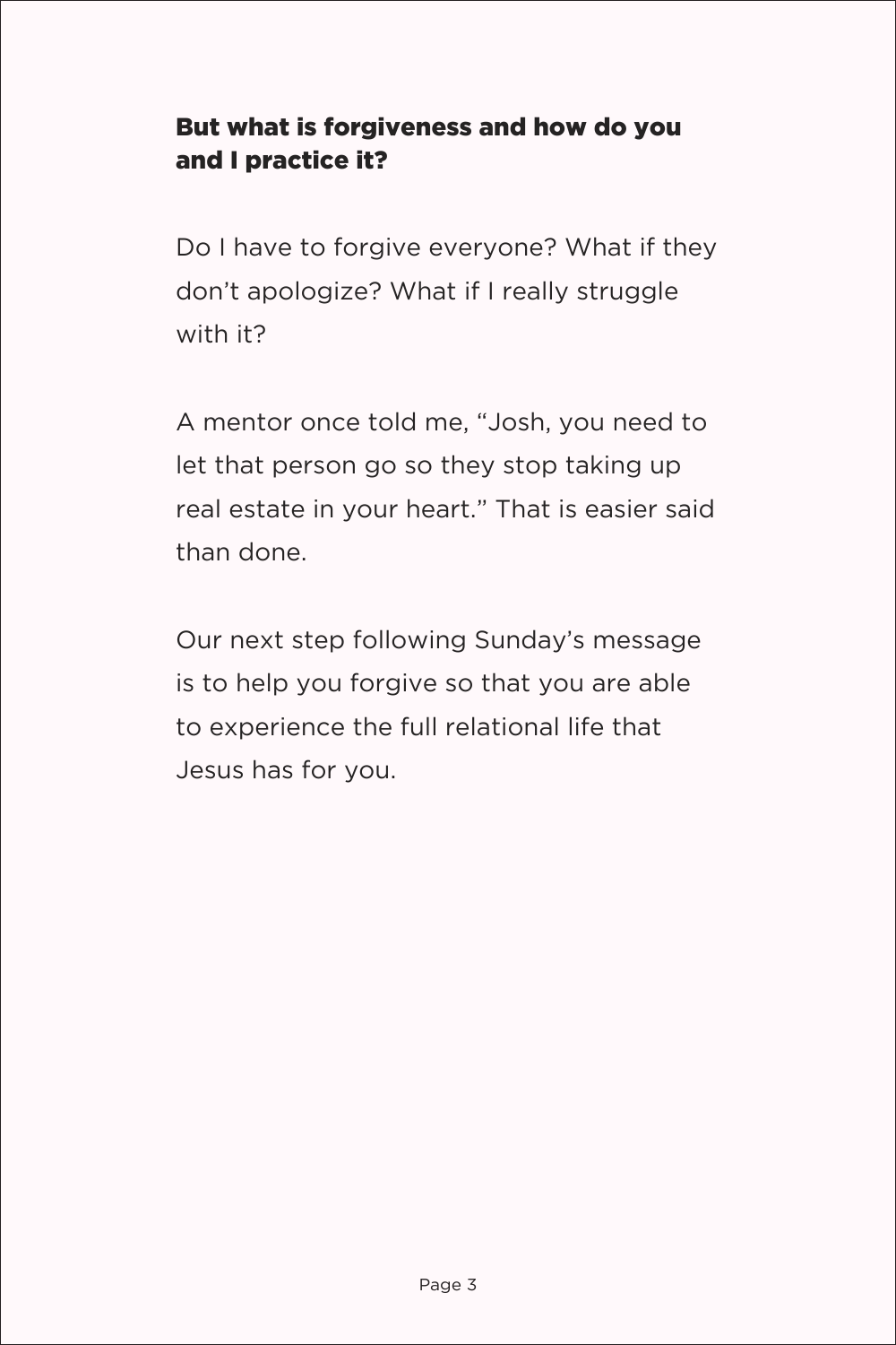**But what is forgiveness and how do you and I practice it?**

Do I have to forgive everyone? What if they don't apologize? What if I really struggle with it?

A mentor once told me, "Josh, you need to let that person go so they stop taking up real estate in your heart." That is easier said than done.

Our next step following Sunday's message is to help you forgive so that you are able to experience the full relational life that Jesus has for you.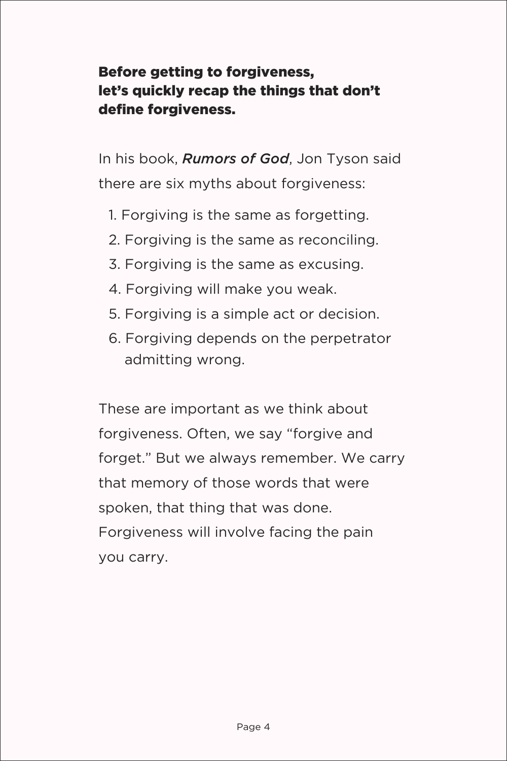## Before getting to forgiveness, let's quickly recap the things that don't define forgiveness.

In his book, ***Rumors of God***, Jon Tyson said there are six myths about forgiveness:

1. Forgiving is the same as forgetting.
2. Forgiving is the same as reconciling.
3. Forgiving is the same as excusing.
4. Forgiving will make you weak.
5. Forgiving is a simple act or decision.
6. Forgiving depends on the perpetrator admitting wrong.

These are important as we think about forgiveness. Often, we say "forgive and forget." But we always remember. We carry that memory of those words that were spoken, that thing that was done. Forgiveness will involve facing the pain you carry.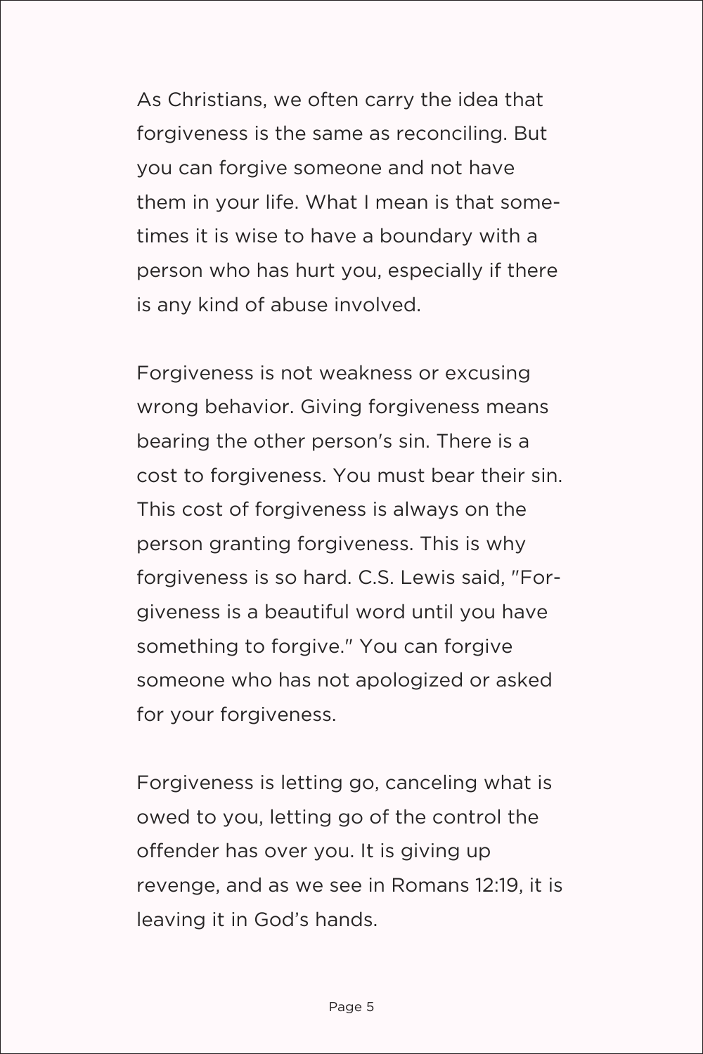As Christians, we often carry the idea that forgiveness is the same as reconciling. But you can forgive someone and not have them in your life. What I mean is that sometimes it is wise to have a boundary with a person who has hurt you, especially if there is any kind of abuse involved.

Forgiveness is not weakness or excusing wrong behavior. Giving forgiveness means bearing the other person's sin. There is a cost to forgiveness. You must bear their sin. This cost of forgiveness is always on the person granting forgiveness. This is why forgiveness is so hard. C.S. Lewis said, "Forgiveness is a beautiful word until you have something to forgive." You can forgive someone who has not apologized or asked for your forgiveness.

Forgiveness is letting go, canceling what is owed to you, letting go of the control the offender has over you. It is giving up revenge, and as we see in Romans 12:19, it is leaving it in God's hands.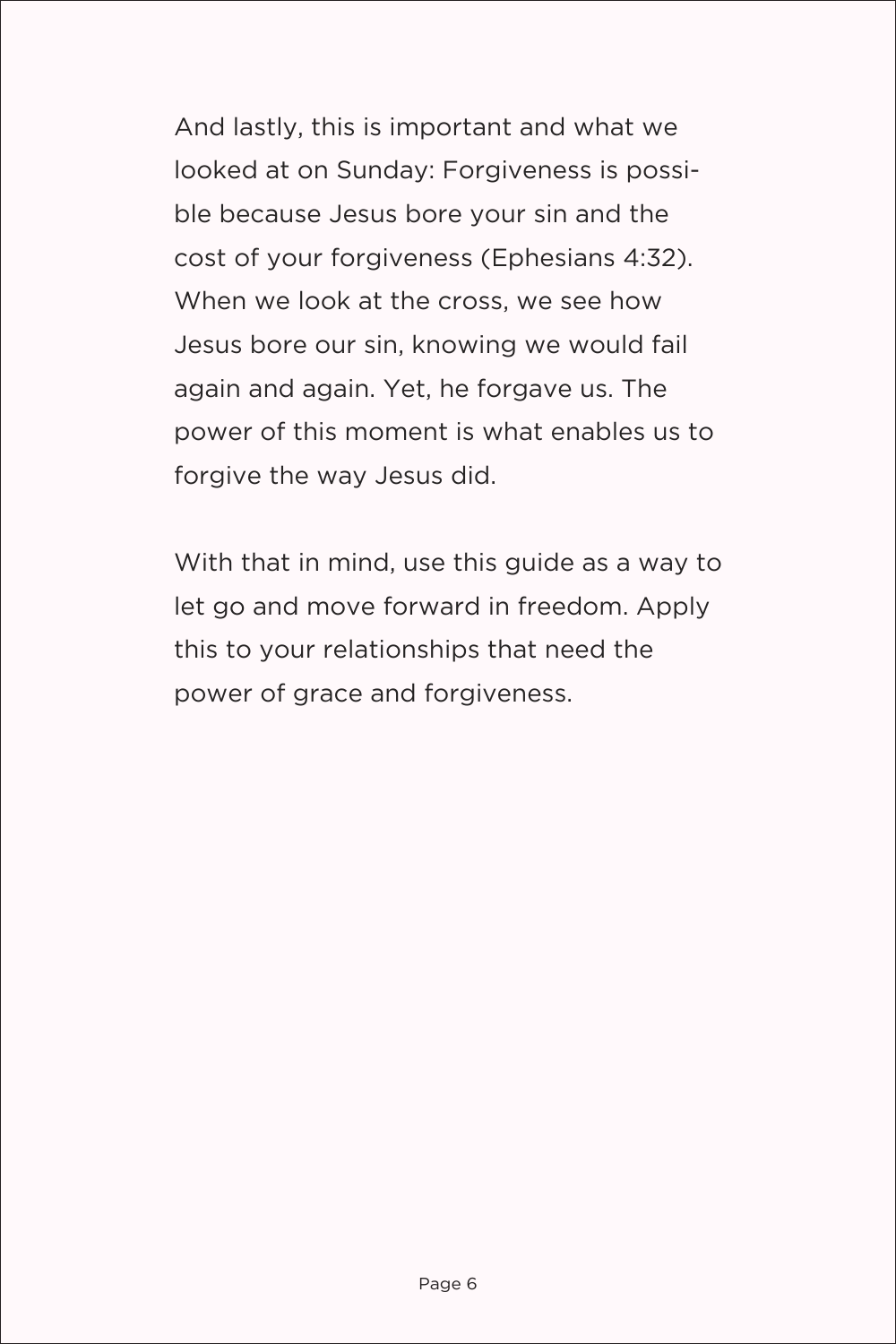And lastly, this is important and what we looked at on Sunday: Forgiveness is possible because Jesus bore your sin and the cost of your forgiveness (Ephesians 4:32). When we look at the cross, we see how Jesus bore our sin, knowing we would fail again and again. Yet, he forgave us. The power of this moment is what enables us to forgive the way Jesus did.

With that in mind, use this guide as a way to let go and move forward in freedom. Apply this to your relationships that need the power of grace and forgiveness.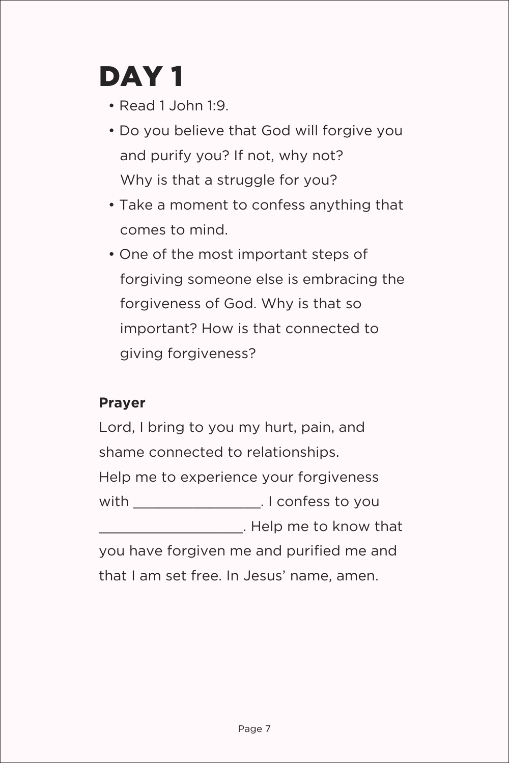# DAY 1

- Read 1 John 1:9.
- Do you believe that God will forgive you and purify you? If not, why not? Why is that a struggle for you?
- Take a moment to confess anything that comes to mind.
- One of the most important steps of forgiving someone else is embracing the forgiveness of God. Why is that so important? How is that connected to giving forgiveness?

**Prayer**

Lord, I bring to you my hurt, pain, and shame connected to relationships. Help me to experience your forgiveness with ________________. I confess to you __________________. Help me to know that you have forgiven me and purified me and that I am set free. In Jesus' name, amen.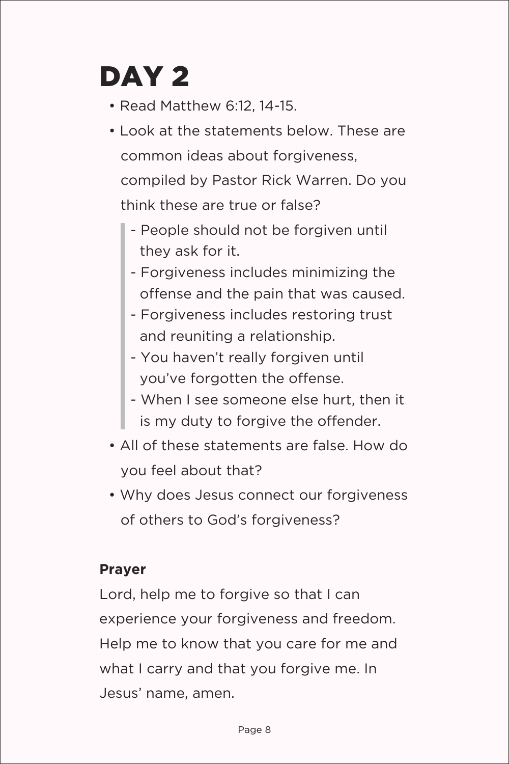# DAY 2

- Read Matthew 6:12, 14-15.
- Look at the statements below. These are common ideas about forgiveness, compiled by Pastor Rick Warren. Do you think these are true or false?

> - People should not be forgiven until they ask for it.
> - Forgiveness includes minimizing the offense and the pain that was caused.
> - Forgiveness includes restoring trust and reuniting a relationship.
> - You haven't really forgiven until you've forgotten the offense.
> - When I see someone else hurt, then it is my duty to forgive the offender.

- All of these statements are false. How do you feel about that?
- Why does Jesus connect our forgiveness of others to God's forgiveness?

**Prayer**

Lord, help me to forgive so that I can experience your forgiveness and freedom. Help me to know that you care for me and what I carry and that you forgive me. In Jesus' name, amen.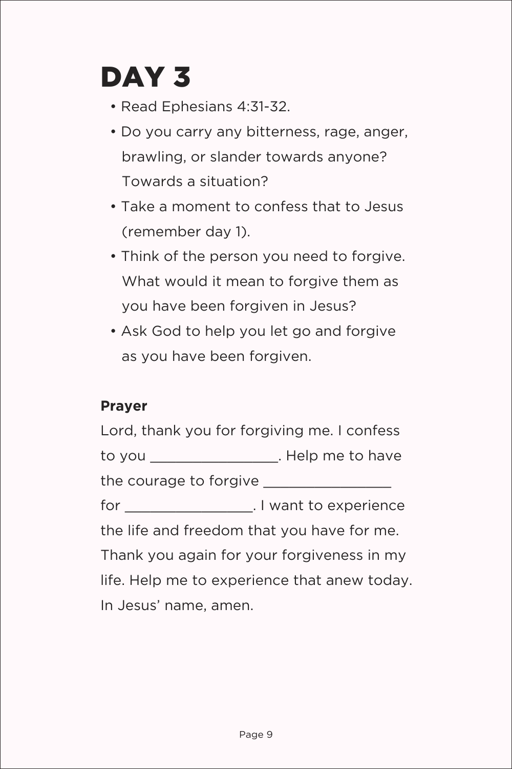# DAY 3

- Read Ephesians 4:31-32.
- Do you carry any bitterness, rage, anger, brawling, or slander towards anyone? Towards a situation?
- Take a moment to confess that to Jesus (remember day 1).
- Think of the person you need to forgive. What would it mean to forgive them as you have been forgiven in Jesus?
- Ask God to help you let go and forgive as you have been forgiven.

**Prayer**

Lord, thank you for forgiving me. I confess to you ________________. Help me to have the courage to forgive ________________ for ________________. I want to experience the life and freedom that you have for me. Thank you again for your forgiveness in my life. Help me to experience that anew today. In Jesus' name, amen.